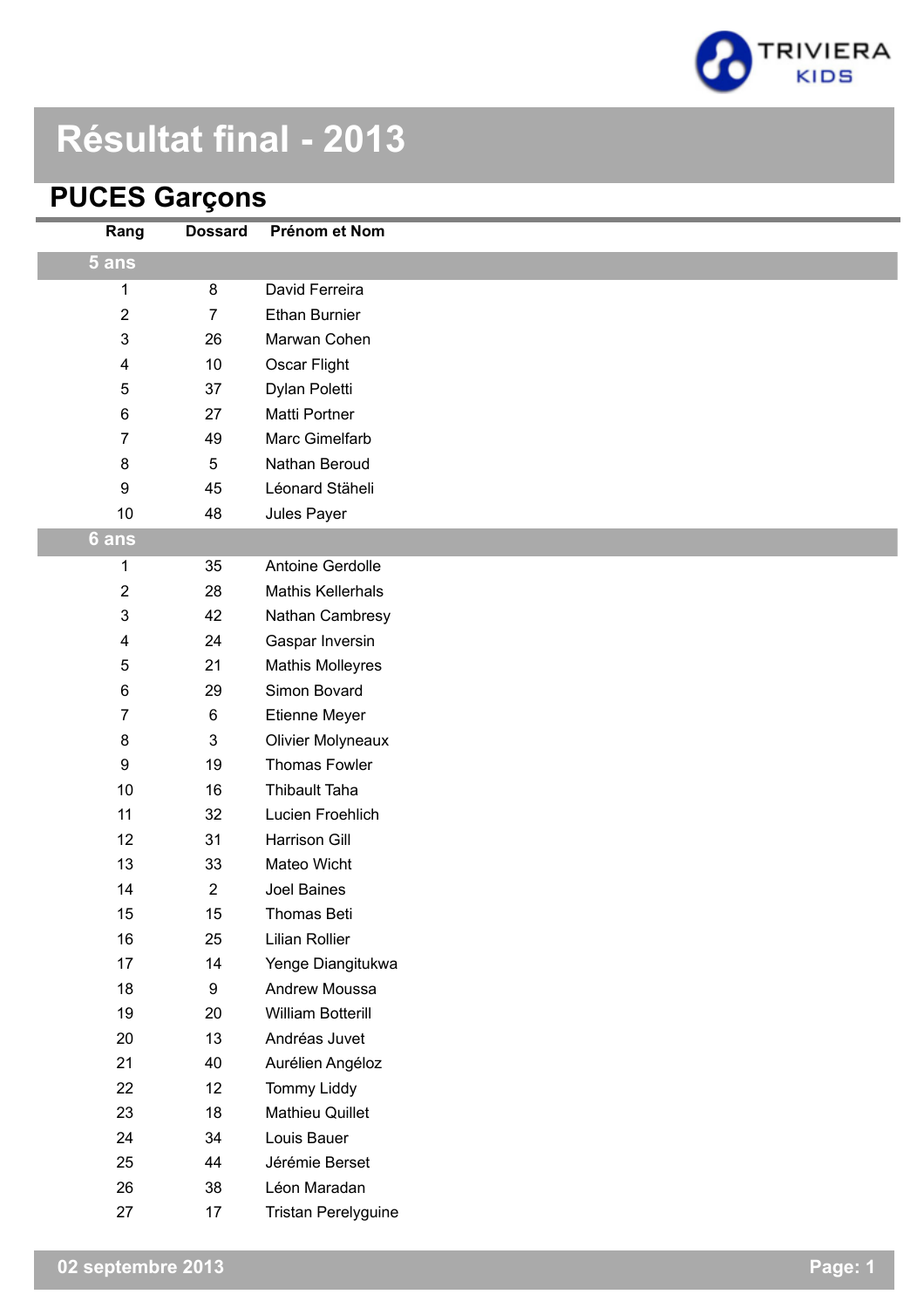# Résultat final - 2013

## PUCES Garçons

| Rang | Dossard | Prénom et Nom |
|---|---|---|
| **5 ans** | | |
| 1 | 8 | David Ferreira |
| 2 | 7 | Ethan Burnier |
| 3 | 26 | Marwan Cohen |
| 4 | 10 | Oscar Flight |
| 5 | 37 | Dylan Poletti |
| 6 | 27 | Matti Portner |
| 7 | 49 | Marc Gimelfarb |
| 8 | 5 | Nathan Beroud |
| 9 | 45 | Léonard Stäheli |
| 10 | 48 | Jules Payer |
| **6 ans** | | |
| 1 | 35 | Antoine Gerdolle |
| 2 | 28 | Mathis Kellerhals |
| 3 | 42 | Nathan Cambresy |
| 4 | 24 | Gaspar Inversin |
| 5 | 21 | Mathis Molleyres |
| 6 | 29 | Simon Bovard |
| 7 | 6 | Etienne Meyer |
| 8 | 3 | Olivier Molyneaux |
| 9 | 19 | Thomas Fowler |
| 10 | 16 | Thibault Taha |
| 11 | 32 | Lucien Froehlich |
| 12 | 31 | Harrison Gill |
| 13 | 33 | Mateo Wicht |
| 14 | 2 | Joel Baines |
| 15 | 15 | Thomas Beti |
| 16 | 25 | Lilian Rollier |
| 17 | 14 | Yenge Diangitukwa |
| 18 | 9 | Andrew Moussa |
| 19 | 20 | William Botterill |
| 20 | 13 | Andréas Juvet |
| 21 | 40 | Aurélien Angéloz |
| 22 | 12 | Tommy Liddy |
| 23 | 18 | Mathieu Quillet |
| 24 | 34 | Louis Bauer |
| 25 | 44 | Jérémie Berset |
| 26 | 38 | Léon Maradan |
| 27 | 17 | Tristan Perelyguine |

02 septembre 2013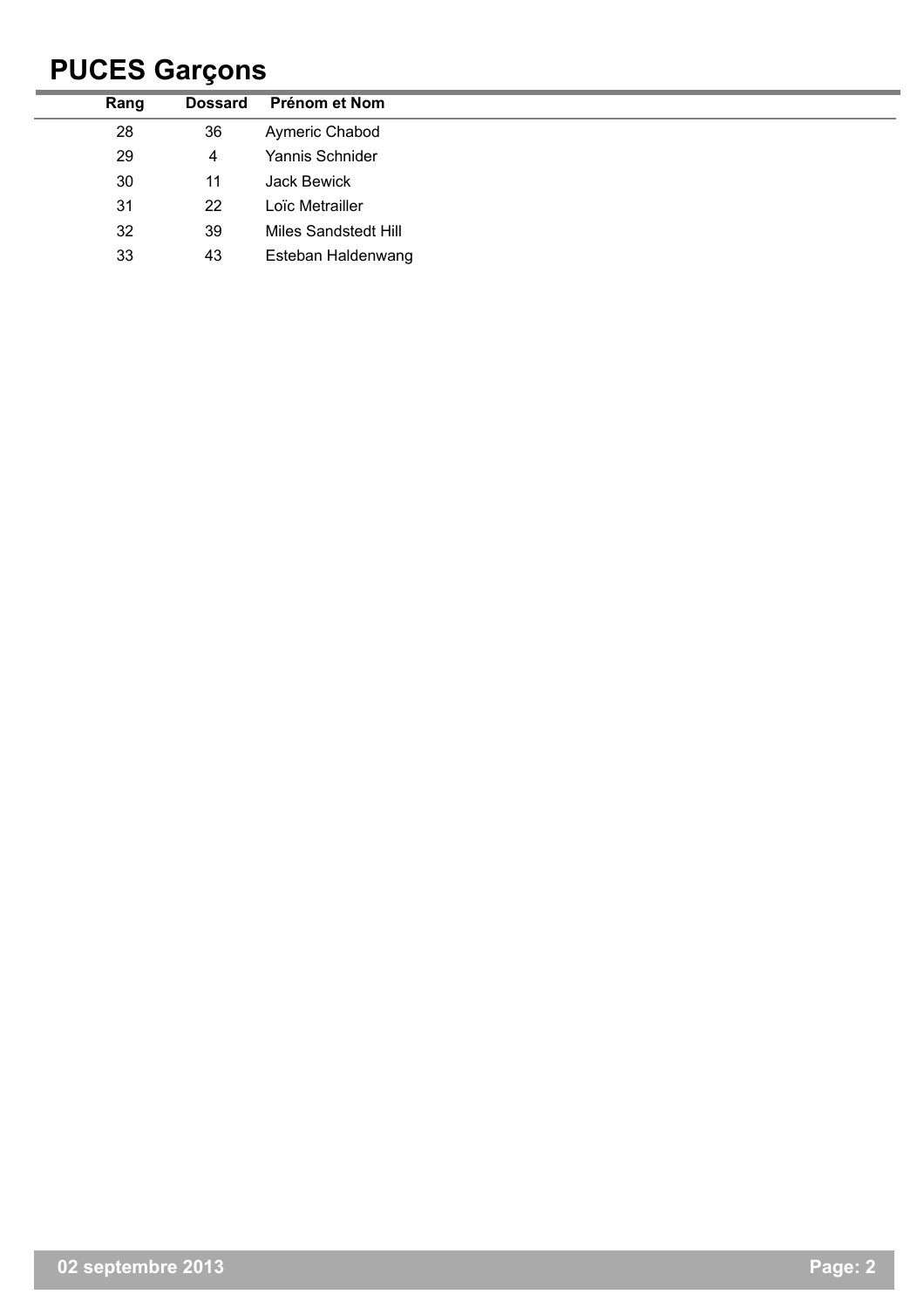# PUCES Garçons

| Rang | Dossard | Prénom et Nom |
| --- | --- | --- |
| 28 | 36 | Aymeric Chabod |
| 29 | 4 | Yannis Schnider |
| 30 | 11 | Jack Bewick |
| 31 | 22 | Loïc Metrailler |
| 32 | 39 | Miles Sandstedt Hill |
| 33 | 43 | Esteban Haldenwang |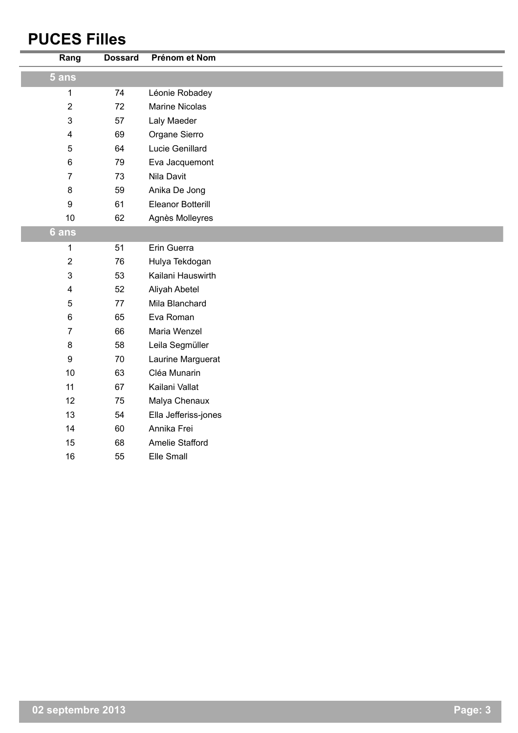# PUCES Filles

| Rang | Dossard | Prénom et Nom |
|---|---|---|
| **5 ans** | | |
| 1 | 74 | Léonie Robadey |
| 2 | 72 | Marine Nicolas |
| 3 | 57 | Laly Maeder |
| 4 | 69 | Organe Sierro |
| 5 | 64 | Lucie Genillard |
| 6 | 79 | Eva Jacquemont |
| 7 | 73 | Nila Davit |
| 8 | 59 | Anika De Jong |
| 9 | 61 | Eleanor Botterill |
| 10 | 62 | Agnès Molleyres |
| **6 ans** | | |
| 1 | 51 | Erin Guerra |
| 2 | 76 | Hulya Tekdogan |
| 3 | 53 | Kailani Hauswirth |
| 4 | 52 | Aliyah Abetel |
| 5 | 77 | Mila Blanchard |
| 6 | 65 | Eva Roman |
| 7 | 66 | Maria Wenzel |
| 8 | 58 | Leila Segmüller |
| 9 | 70 | Laurine Marguerat |
| 10 | 63 | Cléa Munarin |
| 11 | 67 | Kailani Vallat |
| 12 | 75 | Malya Chenaux |
| 13 | 54 | Ella Jefferiss-jones |
| 14 | 60 | Annika Frei |
| 15 | 68 | Amelie Stafford |
| 16 | 55 | Elle Small |

02 septembre 2013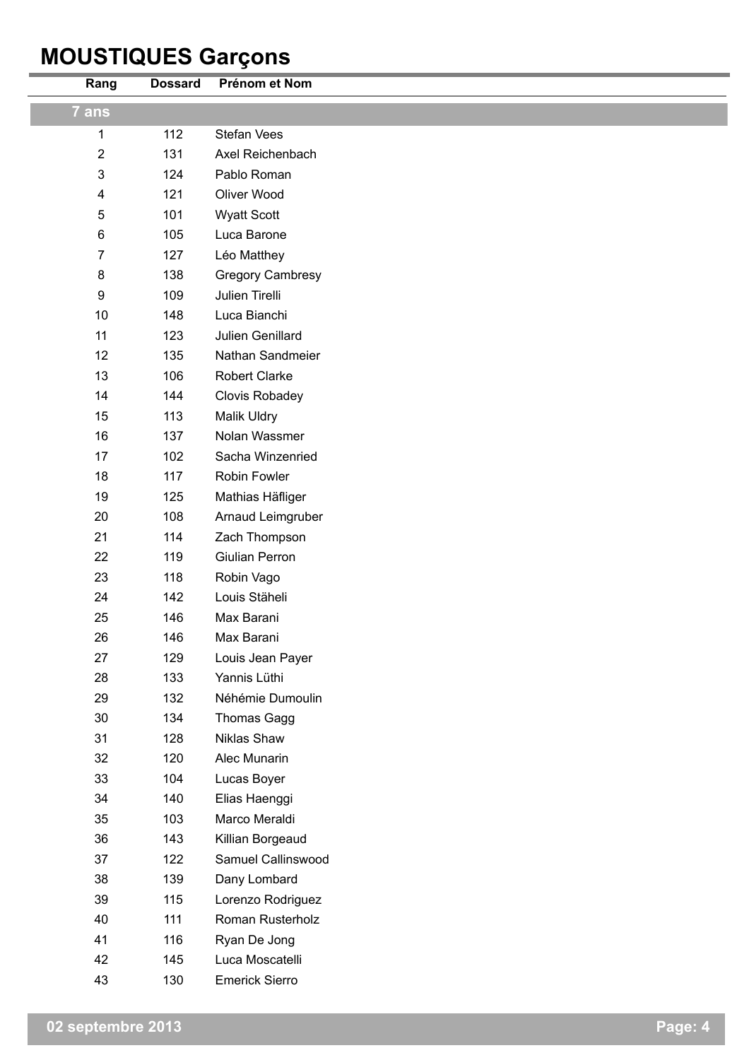# MOUSTIQUES Garçons

| Rang | Dossard | Prénom et Nom |
|---|---|---|
| **7 ans** | | |
| 1 | 112 | Stefan Vees |
| 2 | 131 | Axel Reichenbach |
| 3 | 124 | Pablo Roman |
| 4 | 121 | Oliver Wood |
| 5 | 101 | Wyatt Scott |
| 6 | 105 | Luca Barone |
| 7 | 127 | Léo Matthey |
| 8 | 138 | Gregory Cambresy |
| 9 | 109 | Julien Tirelli |
| 10 | 148 | Luca Bianchi |
| 11 | 123 | Julien Genillard |
| 12 | 135 | Nathan Sandmeier |
| 13 | 106 | Robert Clarke |
| 14 | 144 | Clovis Robadey |
| 15 | 113 | Malik Uldry |
| 16 | 137 | Nolan Wassmer |
| 17 | 102 | Sacha Winzenried |
| 18 | 117 | Robin Fowler |
| 19 | 125 | Mathias Häfliger |
| 20 | 108 | Arnaud Leimgruber |
| 21 | 114 | Zach Thompson |
| 22 | 119 | Giulian Perron |
| 23 | 118 | Robin Vago |
| 24 | 142 | Louis Stäheli |
| 25 | 146 | Max Barani |
| 26 | 146 | Max Barani |
| 27 | 129 | Louis Jean Payer |
| 28 | 133 | Yannis Lüthi |
| 29 | 132 | Néhémie Dumoulin |
| 30 | 134 | Thomas Gagg |
| 31 | 128 | Niklas Shaw |
| 32 | 120 | Alec Munarin |
| 33 | 104 | Lucas Boyer |
| 34 | 140 | Elias Haenggi |
| 35 | 103 | Marco Meraldi |
| 36 | 143 | Killian Borgeaud |
| 37 | 122 | Samuel Callinswood |
| 38 | 139 | Dany Lombard |
| 39 | 115 | Lorenzo Rodriguez |
| 40 | 111 | Roman Rusterholz |
| 41 | 116 | Ryan De Jong |
| 42 | 145 | Luca Moscatelli |
| 43 | 130 | Emerick Sierro |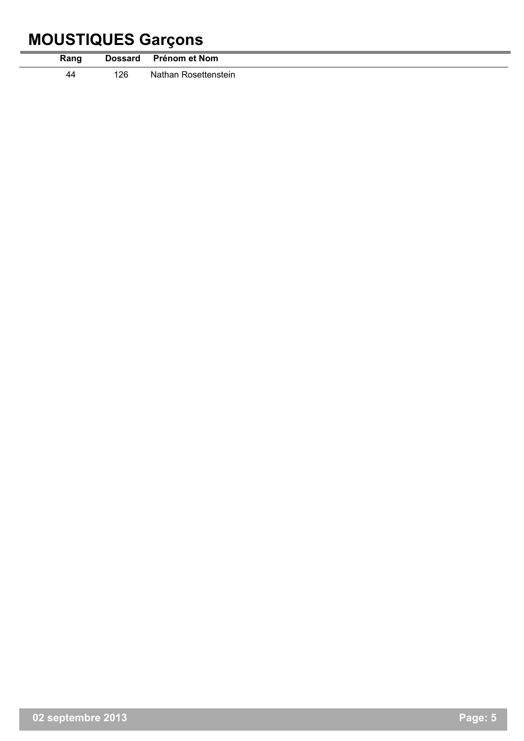# MOUSTIQUES Garçons

| Rang | Dossard | Prénom et Nom |
|---|---|---|
| 44 | 126 | Nathan Rosettenstein |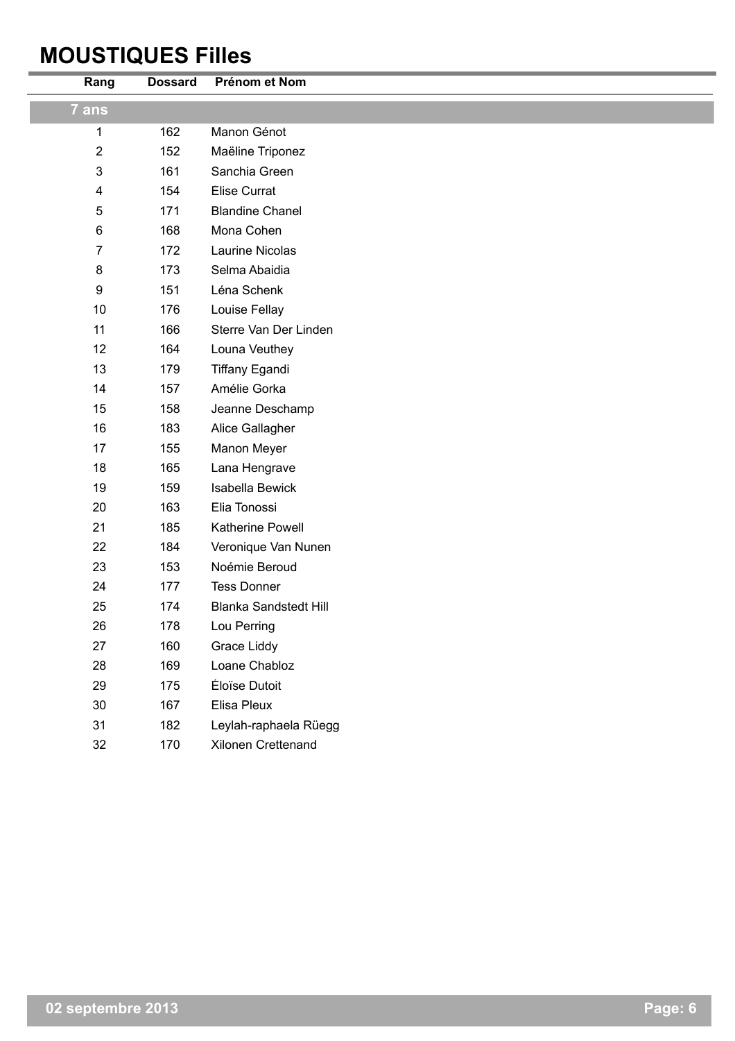# MOUSTIQUES Filles

| Rang | Dossard | Prénom et Nom |
|---|---|---|
| **7 ans** | | |
| 1 | 162 | Manon Génot |
| 2 | 152 | Maëline Triponez |
| 3 | 161 | Sanchia Green |
| 4 | 154 | Elise Currat |
| 5 | 171 | Blandine Chanel |
| 6 | 168 | Mona Cohen |
| 7 | 172 | Laurine Nicolas |
| 8 | 173 | Selma Abaidia |
| 9 | 151 | Léna Schenk |
| 10 | 176 | Louise Fellay |
| 11 | 166 | Sterre Van Der Linden |
| 12 | 164 | Louna Veuthey |
| 13 | 179 | Tiffany Egandi |
| 14 | 157 | Amélie Gorka |
| 15 | 158 | Jeanne Deschamp |
| 16 | 183 | Alice Gallagher |
| 17 | 155 | Manon Meyer |
| 18 | 165 | Lana Hengrave |
| 19 | 159 | Isabella Bewick |
| 20 | 163 | Elia Tonossi |
| 21 | 185 | Katherine Powell |
| 22 | 184 | Veronique Van Nunen |
| 23 | 153 | Noémie Beroud |
| 24 | 177 | Tess Donner |
| 25 | 174 | Blanka Sandstedt Hill |
| 26 | 178 | Lou Perring |
| 27 | 160 | Grace Liddy |
| 28 | 169 | Loane Chabloz |
| 29 | 175 | Éloïse Dutoit |
| 30 | 167 | Elisa Pleux |
| 31 | 182 | Leylah-raphaela Rüegg |
| 32 | 170 | Xilonen Crettenand |

02 septembre 2013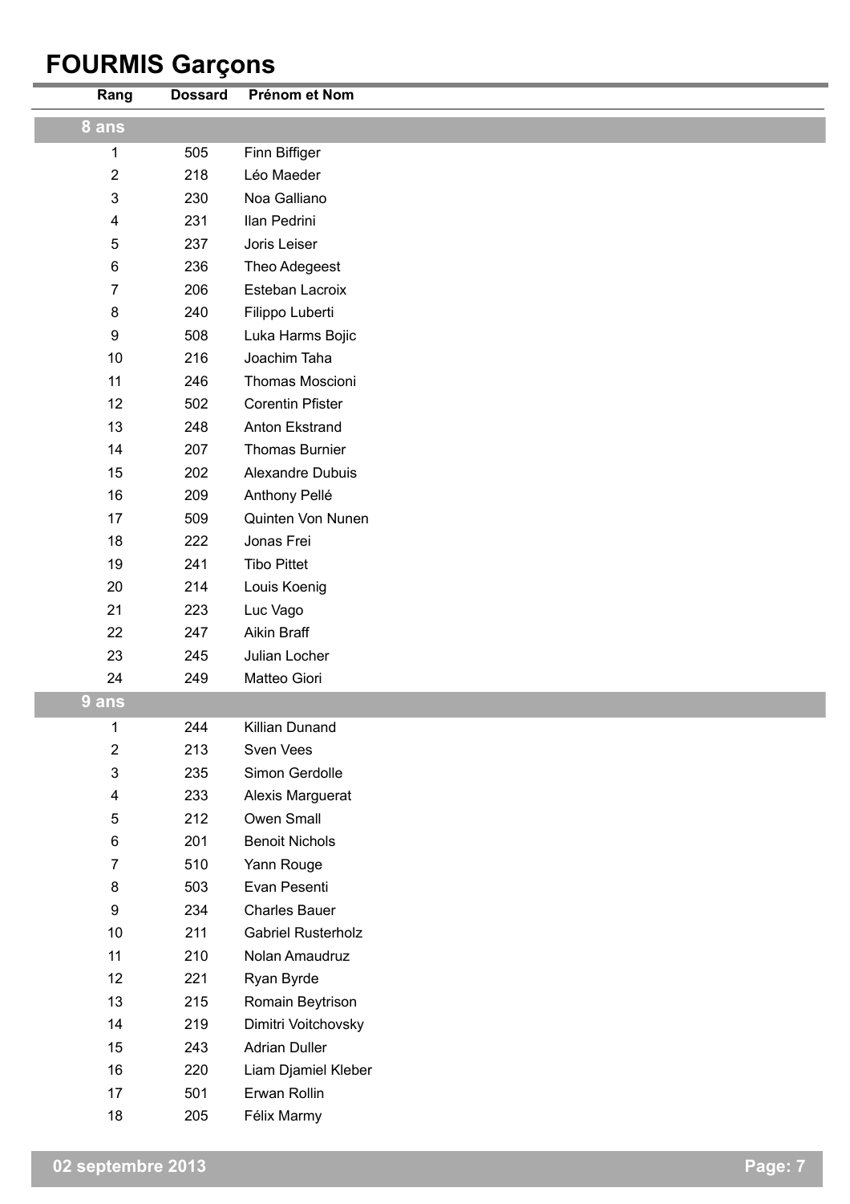# FOURMIS Garçons

| Rang | Dossard | Prénom et Nom |
|---|---|---|
| **8 ans** | | |
| 1 | 505 | Finn Biffiger |
| 2 | 218 | Léo Maeder |
| 3 | 230 | Noa Galliano |
| 4 | 231 | Ilan Pedrini |
| 5 | 237 | Joris Leiser |
| 6 | 236 | Theo Adegeest |
| 7 | 206 | Esteban Lacroix |
| 8 | 240 | Filippo Luberti |
| 9 | 508 | Luka Harms Bojic |
| 10 | 216 | Joachim Taha |
| 11 | 246 | Thomas Moscioni |
| 12 | 502 | Corentin Pfister |
| 13 | 248 | Anton Ekstrand |
| 14 | 207 | Thomas Burnier |
| 15 | 202 | Alexandre Dubuis |
| 16 | 209 | Anthony Pellé |
| 17 | 509 | Quinten Von Nunen |
| 18 | 222 | Jonas Frei |
| 19 | 241 | Tibo Pittet |
| 20 | 214 | Louis Koenig |
| 21 | 223 | Luc Vago |
| 22 | 247 | Aikin Braff |
| 23 | 245 | Julian Locher |
| 24 | 249 | Matteo Giori |
| **9 ans** | | |
| 1 | 244 | Killian Dunand |
| 2 | 213 | Sven Vees |
| 3 | 235 | Simon Gerdolle |
| 4 | 233 | Alexis Marguerat |
| 5 | 212 | Owen Small |
| 6 | 201 | Benoit Nichols |
| 7 | 510 | Yann Rouge |
| 8 | 503 | Evan Pesenti |
| 9 | 234 | Charles Bauer |
| 10 | 211 | Gabriel Rusterholz |
| 11 | 210 | Nolan Amaudruz |
| 12 | 221 | Ryan Byrde |
| 13 | 215 | Romain Beytrison |
| 14 | 219 | Dimitri Voitchovsky |
| 15 | 243 | Adrian Duller |
| 16 | 220 | Liam Djamiel Kleber |
| 17 | 501 | Erwan Rollin |
| 18 | 205 | Félix Marmy |

02 septembre 2013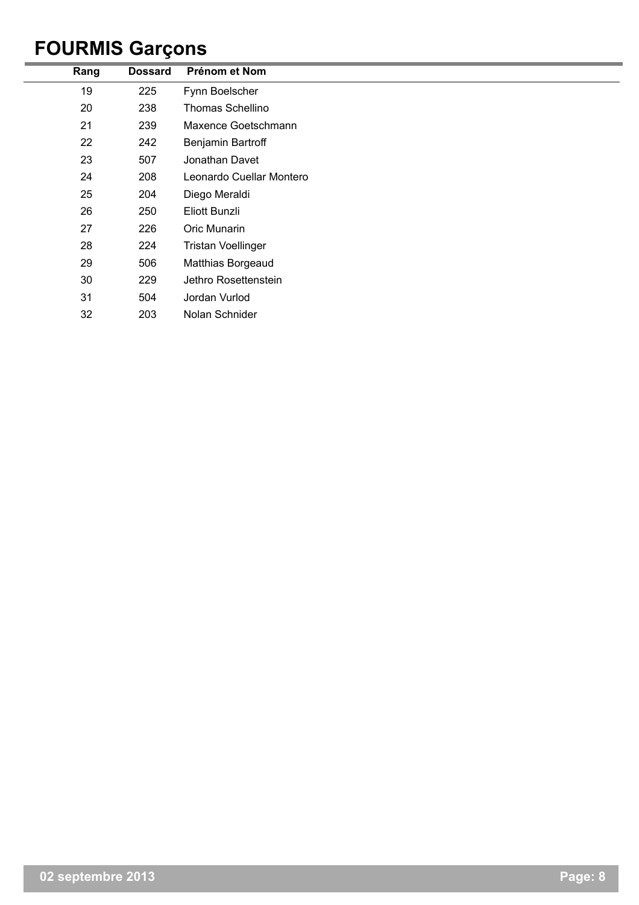# FOURMIS Garçons

| Rang | Dossard | Prénom et Nom |
|---|---|---|
| 19 | 225 | Fynn Boelscher |
| 20 | 238 | Thomas Schellino |
| 21 | 239 | Maxence Goetschmann |
| 22 | 242 | Benjamin Bartroff |
| 23 | 507 | Jonathan Davet |
| 24 | 208 | Leonardo Cuellar Montero |
| 25 | 204 | Diego Meraldi |
| 26 | 250 | Eliott Bunzli |
| 27 | 226 | Oric Munarin |
| 28 | 224 | Tristan Voellinger |
| 29 | 506 | Matthias Borgeaud |
| 30 | 229 | Jethro Rosettenstein |
| 31 | 504 | Jordan Vurlod |
| 32 | 203 | Nolan Schnider |

02 septembre 2013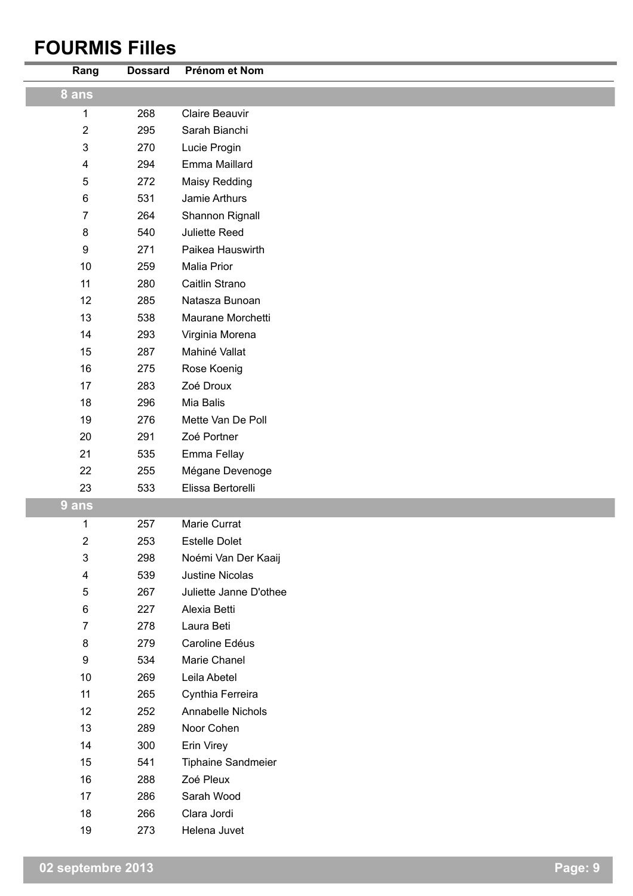# FOURMIS Filles

| Rang | Dossard | Prénom et Nom |
|---|---|---|
| **8 ans** | | |
| 1 | 268 | Claire Beauvir |
| 2 | 295 | Sarah Bianchi |
| 3 | 270 | Lucie Progin |
| 4 | 294 | Emma Maillard |
| 5 | 272 | Maisy Redding |
| 6 | 531 | Jamie Arthurs |
| 7 | 264 | Shannon Rignall |
| 8 | 540 | Juliette Reed |
| 9 | 271 | Paikea Hauswirth |
| 10 | 259 | Malia Prior |
| 11 | 280 | Caitlin Strano |
| 12 | 285 | Natasza Bunoan |
| 13 | 538 | Maurane Morchetti |
| 14 | 293 | Virginia Morena |
| 15 | 287 | Mahiné Vallat |
| 16 | 275 | Rose Koenig |
| 17 | 283 | Zoé Droux |
| 18 | 296 | Mia Balis |
| 19 | 276 | Mette Van De Poll |
| 20 | 291 | Zoé Portner |
| 21 | 535 | Emma Fellay |
| 22 | 255 | Mégane Devenoge |
| 23 | 533 | Elissa Bertorelli |
| **9 ans** | | |
| 1 | 257 | Marie Currat |
| 2 | 253 | Estelle Dolet |
| 3 | 298 | Noémi Van Der Kaaij |
| 4 | 539 | Justine Nicolas |
| 5 | 267 | Juliette Janne D'othee |
| 6 | 227 | Alexia Betti |
| 7 | 278 | Laura Beti |
| 8 | 279 | Caroline Edéus |
| 9 | 534 | Marie Chanel |
| 10 | 269 | Leila Abetel |
| 11 | 265 | Cynthia Ferreira |
| 12 | 252 | Annabelle Nichols |
| 13 | 289 | Noor Cohen |
| 14 | 300 | Erin Virey |
| 15 | 541 | Tiphaine Sandmeier |
| 16 | 288 | Zoé Pleux |
| 17 | 286 | Sarah Wood |
| 18 | 266 | Clara Jordi |
| 19 | 273 | Helena Juvet |

02 septembre 2013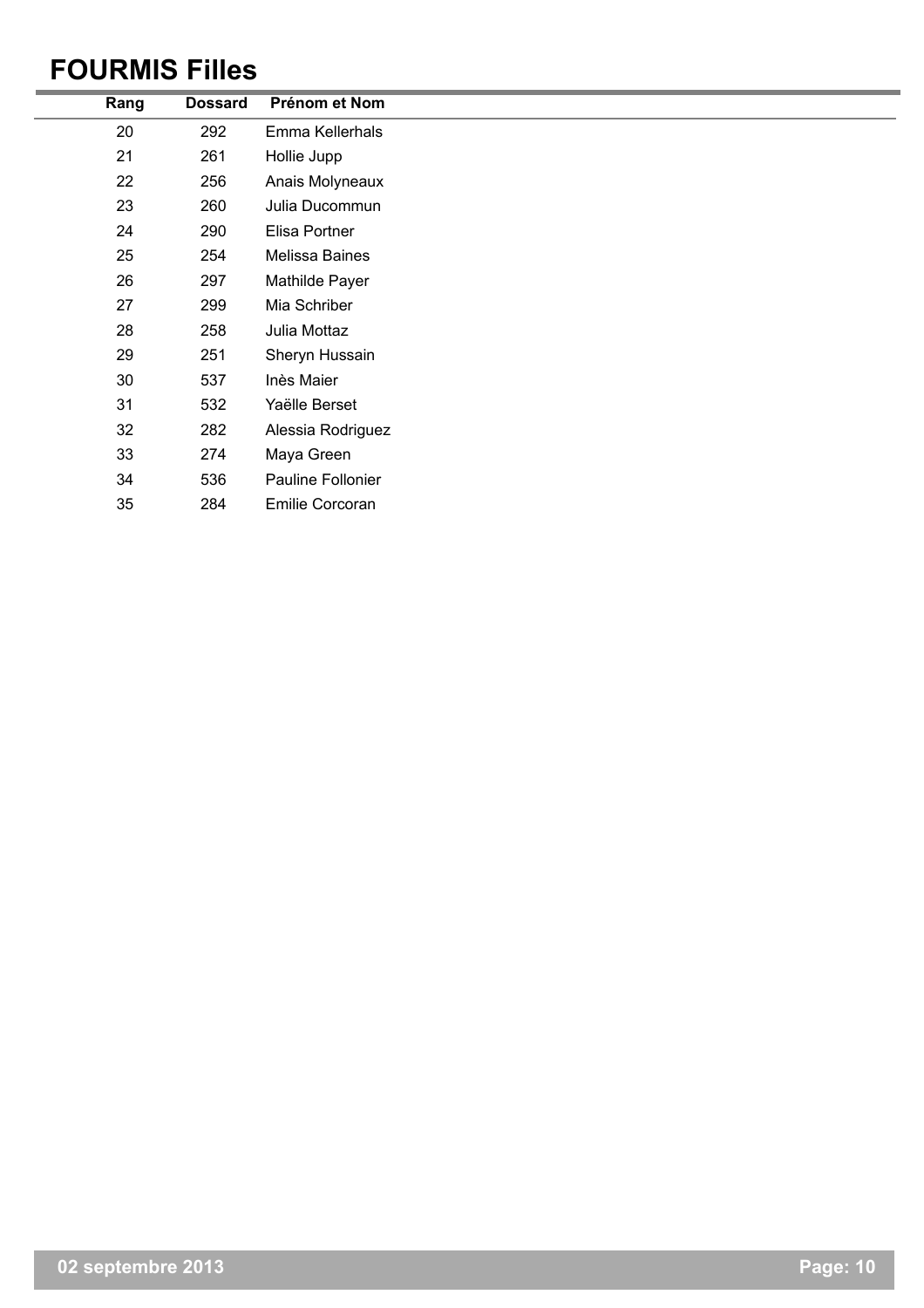# FOURMIS Filles

| Rang | Dossard | Prénom et Nom |
|---|---|---|
| 20 | 292 | Emma Kellerhals |
| 21 | 261 | Hollie Jupp |
| 22 | 256 | Anais Molyneaux |
| 23 | 260 | Julia Ducommun |
| 24 | 290 | Elisa Portner |
| 25 | 254 | Melissa Baines |
| 26 | 297 | Mathilde Payer |
| 27 | 299 | Mia Schriber |
| 28 | 258 | Julia Mottaz |
| 29 | 251 | Sheryn Hussain |
| 30 | 537 | Inès Maier |
| 31 | 532 | Yaëlle Berset |
| 32 | 282 | Alessia Rodriguez |
| 33 | 274 | Maya Green |
| 34 | 536 | Pauline Follonier |
| 35 | 284 | Emilie Corcoran |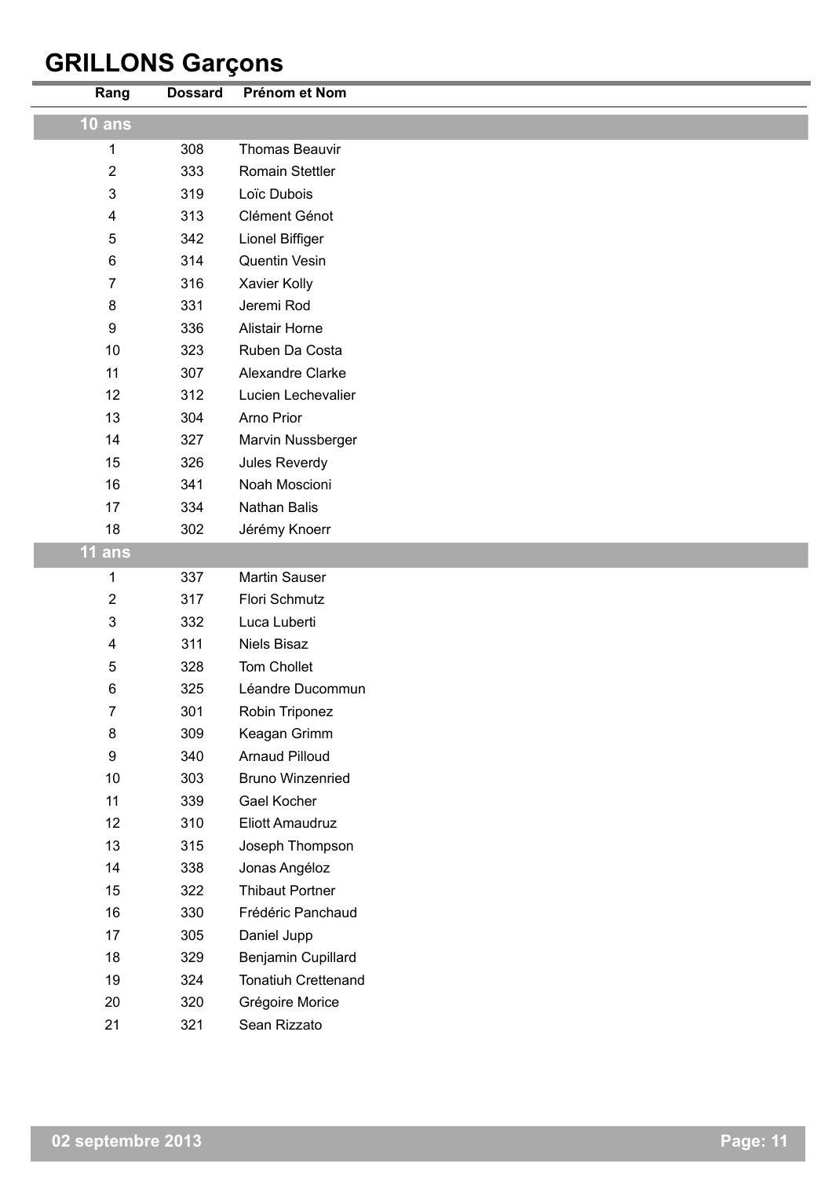# GRILLONS Garçons

| Rang | Dossard | Prénom et Nom |
|---|---|---|
| **10 ans** | | |
| 1 | 308 | Thomas Beauvir |
| 2 | 333 | Romain Stettler |
| 3 | 319 | Loïc Dubois |
| 4 | 313 | Clément Génot |
| 5 | 342 | Lionel Biffiger |
| 6 | 314 | Quentin Vesin |
| 7 | 316 | Xavier Kolly |
| 8 | 331 | Jeremi Rod |
| 9 | 336 | Alistair Horne |
| 10 | 323 | Ruben Da Costa |
| 11 | 307 | Alexandre Clarke |
| 12 | 312 | Lucien Lechevalier |
| 13 | 304 | Arno Prior |
| 14 | 327 | Marvin Nussberger |
| 15 | 326 | Jules Reverdy |
| 16 | 341 | Noah Moscioni |
| 17 | 334 | Nathan Balis |
| 18 | 302 | Jérémy Knoerr |
| **11 ans** | | |
| 1 | 337 | Martin Sauser |
| 2 | 317 | Flori Schmutz |
| 3 | 332 | Luca Luberti |
| 4 | 311 | Niels Bisaz |
| 5 | 328 | Tom Chollet |
| 6 | 325 | Léandre Ducommun |
| 7 | 301 | Robin Triponez |
| 8 | 309 | Keagan Grimm |
| 9 | 340 | Arnaud Pilloud |
| 10 | 303 | Bruno Winzenried |
| 11 | 339 | Gael Kocher |
| 12 | 310 | Eliott Amaudruz |
| 13 | 315 | Joseph Thompson |
| 14 | 338 | Jonas Angéloz |
| 15 | 322 | Thibaut Portner |
| 16 | 330 | Frédéric Panchaud |
| 17 | 305 | Daniel Jupp |
| 18 | 329 | Benjamin Cupillard |
| 19 | 324 | Tonatiuh Crettenand |
| 20 | 320 | Grégoire Morice |
| 21 | 321 | Sean Rizzato |

02 septembre 2013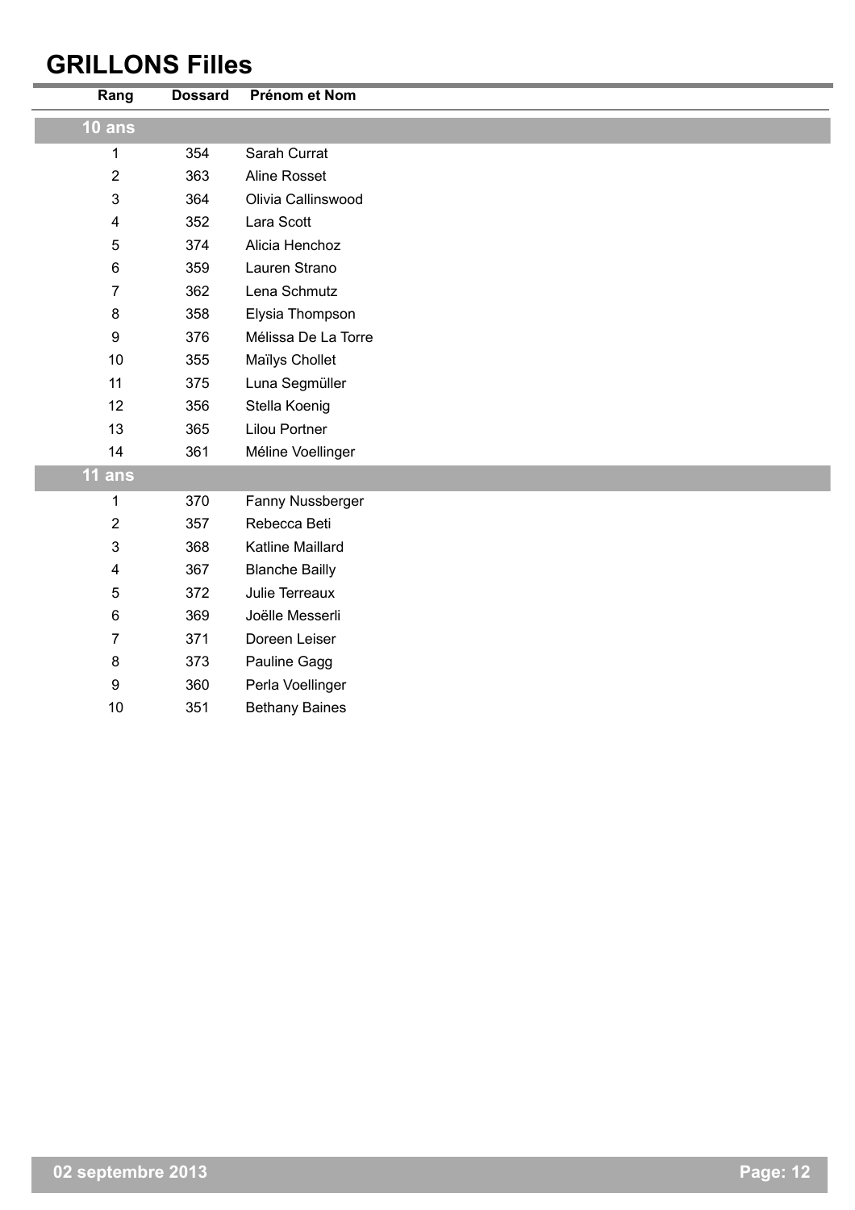# GRILLONS Filles

| Rang | Dossard | Prénom et Nom |
|---|---|---|
| **10 ans** | | |
| 1 | 354 | Sarah Currat |
| 2 | 363 | Aline Rosset |
| 3 | 364 | Olivia Callinswood |
| 4 | 352 | Lara Scott |
| 5 | 374 | Alicia Henchoz |
| 6 | 359 | Lauren Strano |
| 7 | 362 | Lena Schmutz |
| 8 | 358 | Elysia Thompson |
| 9 | 376 | Mélissa De La Torre |
| 10 | 355 | Maïlys Chollet |
| 11 | 375 | Luna Segmüller |
| 12 | 356 | Stella Koenig |
| 13 | 365 | Lilou Portner |
| 14 | 361 | Méline Voellinger |
| **11 ans** | | |
| 1 | 370 | Fanny Nussberger |
| 2 | 357 | Rebecca Beti |
| 3 | 368 | Katline Maillard |
| 4 | 367 | Blanche Bailly |
| 5 | 372 | Julie Terreaux |
| 6 | 369 | Joëlle Messerli |
| 7 | 371 | Doreen Leiser |
| 8 | 373 | Pauline Gagg |
| 9 | 360 | Perla Voellinger |
| 10 | 351 | Bethany Baines |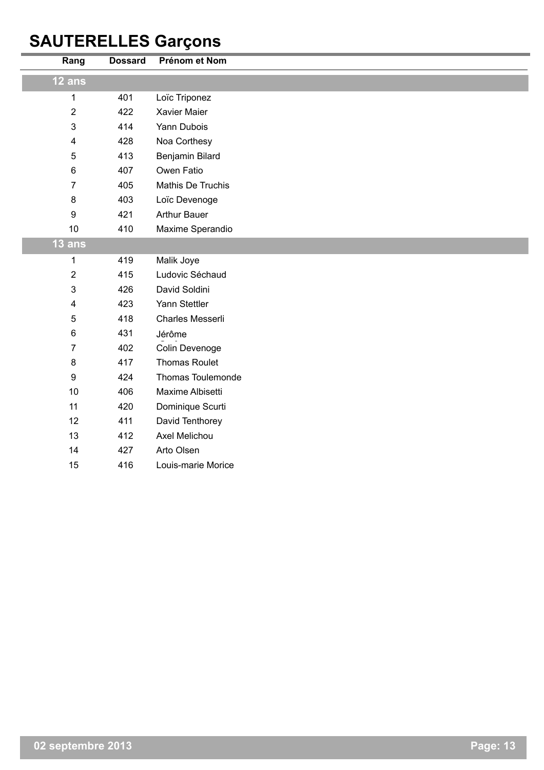# SAUTERELLES Garçons

| Rang | Dossard | Prénom et Nom |
|---|---|---|
| **12 ans** | | |
| 1 | 401 | Loïc Triponez |
| 2 | 422 | Xavier Maier |
| 3 | 414 | Yann Dubois |
| 4 | 428 | Noa Corthesy |
| 5 | 413 | Benjamin Bilard |
| 6 | 407 | Owen Fatio |
| 7 | 405 | Mathis De Truchis |
| 8 | 403 | Loïc Devenoge |
| 9 | 421 | Arthur Bauer |
| 10 | 410 | Maxime Sperandio |
| **13 ans** | | |
| 1 | 419 | Malik Joye |
| 2 | 415 | Ludovic Séchaud |
| 3 | 426 | David Soldini |
| 4 | 423 | Yann Stettler |
| 5 | 418 | Charles Messerli |
| 6 | 431 | Jérôme |
| 7 | 402 | Colin Devenoge |
| 8 | 417 | Thomas Roulet |
| 9 | 424 | Thomas Toulemonde |
| 10 | 406 | Maxime Albisetti |
| 11 | 420 | Dominique Scurti |
| 12 | 411 | David Tenthorey |
| 13 | 412 | Axel Melichou |
| 14 | 427 | Arto Olsen |
| 15 | 416 | Louis-marie Morice |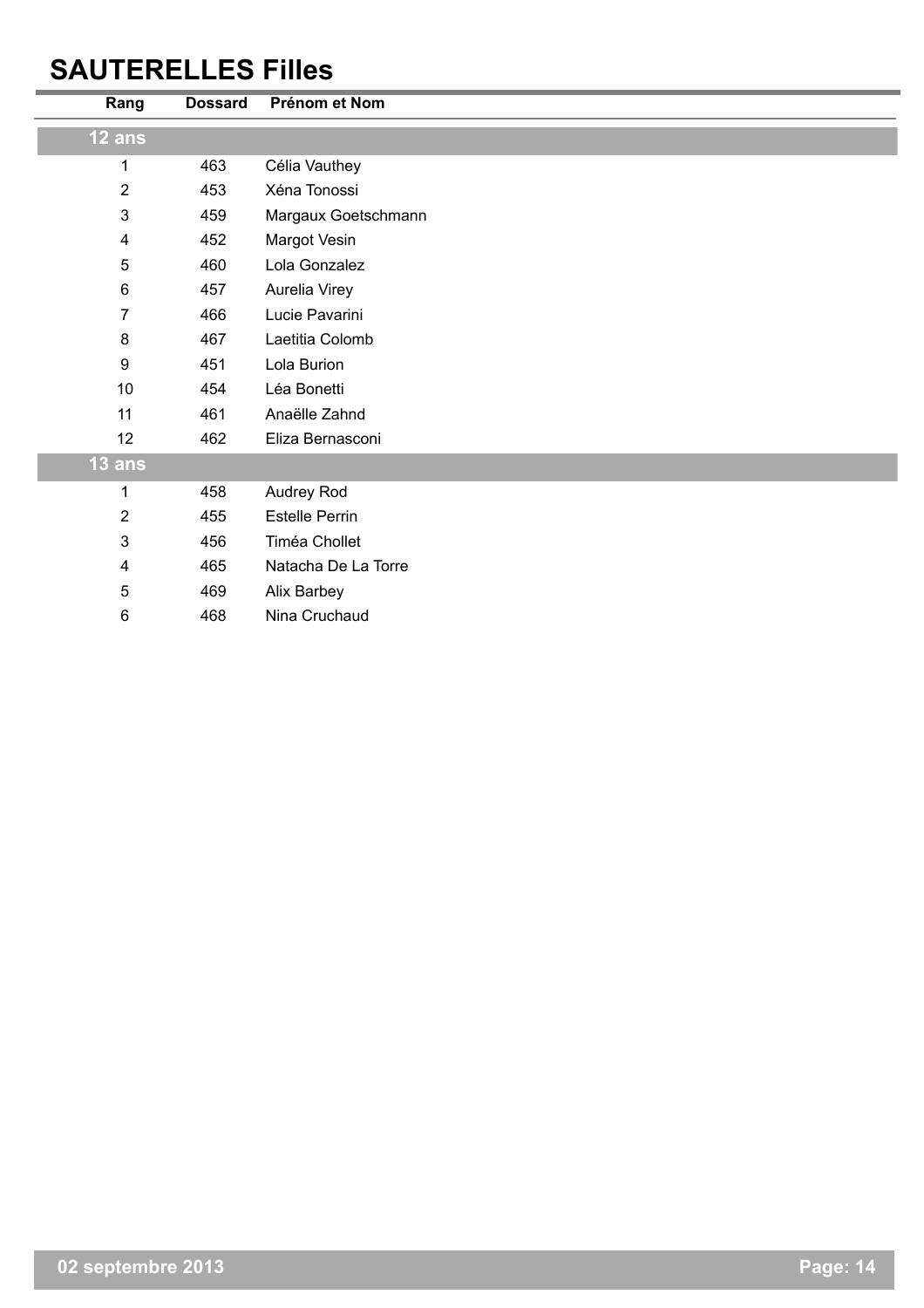# SAUTERELLES Filles

| Rang | Dossard | Prénom et Nom |
|---|---|---|
| **12 ans** | | |
| 1 | 463 | Célia Vauthey |
| 2 | 453 | Xéna Tonossi |
| 3 | 459 | Margaux Goetschmann |
| 4 | 452 | Margot Vesin |
| 5 | 460 | Lola Gonzalez |
| 6 | 457 | Aurelia Virey |
| 7 | 466 | Lucie Pavarini |
| 8 | 467 | Laetitia Colomb |
| 9 | 451 | Lola Burion |
| 10 | 454 | Léa Bonetti |
| 11 | 461 | Anaëlle Zahnd |
| 12 | 462 | Eliza Bernasconi |
| **13 ans** | | |
| 1 | 458 | Audrey Rod |
| 2 | 455 | Estelle Perrin |
| 3 | 456 | Timéa Chollet |
| 4 | 465 | Natacha De La Torre |
| 5 | 469 | Alix Barbey |
| 6 | 468 | Nina Cruchaud |

02 septembre 2013